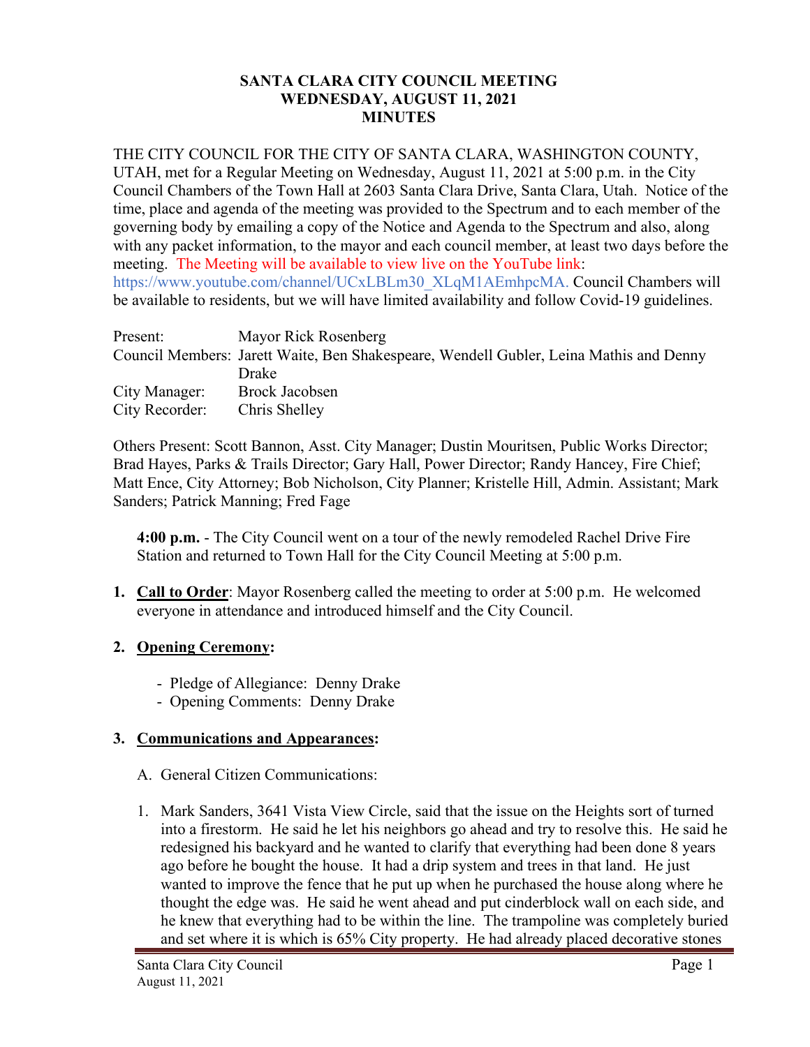# SANTA CLARA CITY COUNCIL MEETING
## WEDNESDAY, AUGUST 11, 2021
## MINUTES

THE CITY COUNCIL FOR THE CITY OF SANTA CLARA, WASHINGTON COUNTY, UTAH, met for a Regular Meeting on Wednesday, August 11, 2021 at 5:00 p.m. in the City Council Chambers of the Town Hall at 2603 Santa Clara Drive, Santa Clara, Utah. Notice of the time, place and agenda of the meeting was provided to the Spectrum and to each member of the governing body by emailing a copy of the Notice and Agenda to the Spectrum and also, along with any packet information, to the mayor and each council member, at least two days before the meeting. The Meeting will be available to view live on the YouTube link: https://www.youtube.com/channel/UCxLBLm30_XLqM1AEmhpcMA. Council Chambers will be available to residents, but we will have limited availability and follow Covid-19 guidelines.

| | |
|---|---|
| Present: | Mayor Rick Rosenberg |
| Council Members: | Jarett Waite, Ben Shakespeare, Wendell Gubler, Leina Mathis and Denny Drake |
| City Manager: | Brock Jacobsen |
| City Recorder: | Chris Shelley |

Others Present: Scott Bannon, Asst. City Manager; Dustin Mouritsen, Public Works Director; Brad Hayes, Parks & Trails Director; Gary Hall, Power Director; Randy Hancey, Fire Chief; Matt Ence, City Attorney; Bob Nicholson, City Planner; Kristelle Hill, Admin. Assistant; Mark Sanders; Patrick Manning; Fred Fage

**4:00 p.m.** - The City Council went on a tour of the newly remodeled Rachel Drive Fire Station and returned to Town Hall for the City Council Meeting at 5:00 p.m.

1. **Call to Order**: Mayor Rosenberg called the meeting to order at 5:00 p.m. He welcomed everyone in attendance and introduced himself and the City Council.

2. **Opening Ceremony:**

   - Pledge of Allegiance: Denny Drake
   - Opening Comments: Denny Drake

3. **Communications and Appearances:**

   A. General Citizen Communications:

   1. Mark Sanders, 3641 Vista View Circle, said that the issue on the Heights sort of turned into a firestorm. He said he let his neighbors go ahead and try to resolve this. He said he redesigned his backyard and he wanted to clarify that everything had been done 8 years ago before he bought the house. It had a drip system and trees in that land. He just wanted to improve the fence that he put up when he purchased the house along where he thought the edge was. He said he went ahead and put cinderblock wall on each side, and he knew that everything had to be within the line. The trampoline was completely buried and set where it is which is 65% City property. He had already placed decorative stones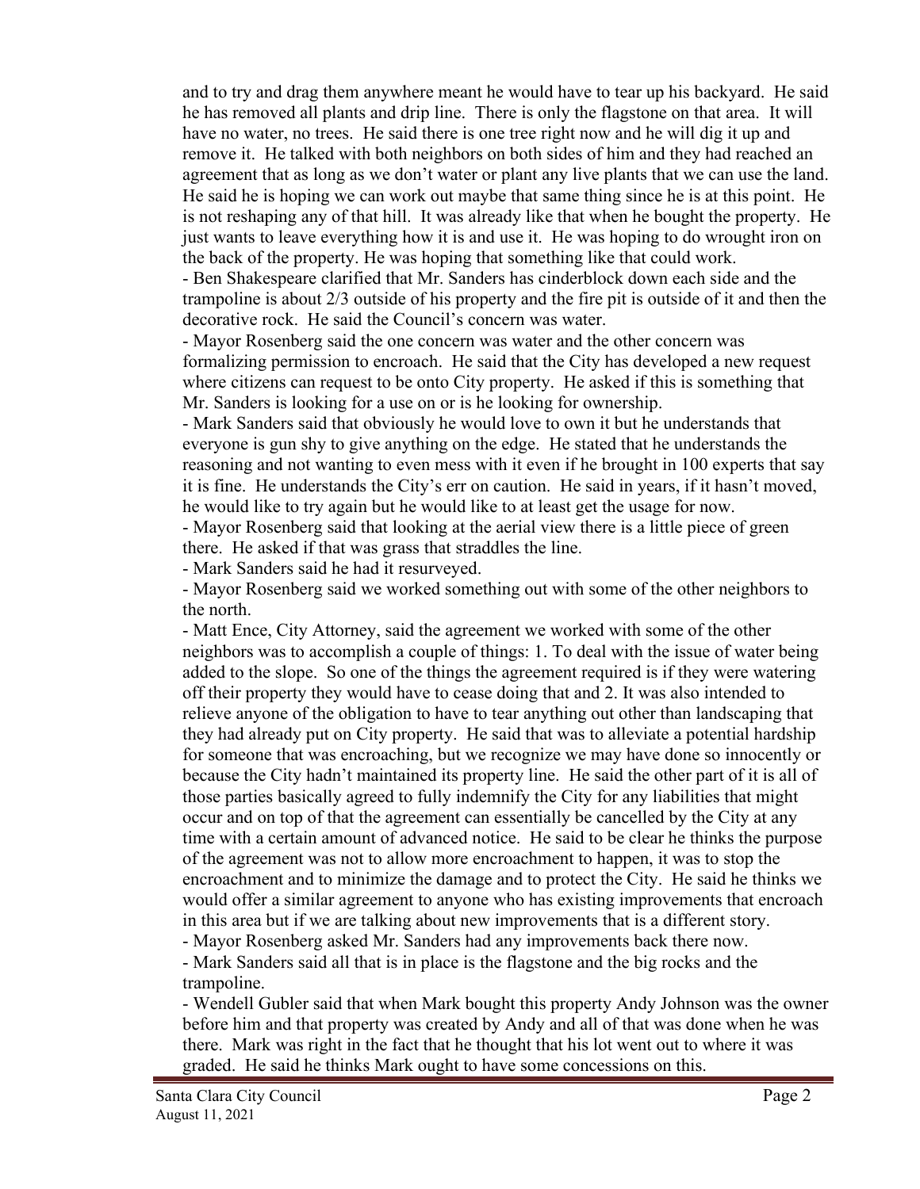and to try and drag them anywhere meant he would have to tear up his backyard. He said he has removed all plants and drip line. There is only the flagstone on that area. It will have no water, no trees. He said there is one tree right now and he will dig it up and remove it. He talked with both neighbors on both sides of him and they had reached an agreement that as long as we don't water or plant any live plants that we can use the land. He said he is hoping we can work out maybe that same thing since he is at this point. He is not reshaping any of that hill. It was already like that when he bought the property. He just wants to leave everything how it is and use it. He was hoping to do wrought iron on the back of the property. He was hoping that something like that could work.

- Ben Shakespeare clarified that Mr. Sanders has cinderblock down each side and the trampoline is about 2/3 outside of his property and the fire pit is outside of it and then the decorative rock. He said the Council's concern was water.
- Mayor Rosenberg said the one concern was water and the other concern was formalizing permission to encroach. He said that the City has developed a new request where citizens can request to be onto City property. He asked if this is something that Mr. Sanders is looking for a use on or is he looking for ownership.
- Mark Sanders said that obviously he would love to own it but he understands that everyone is gun shy to give anything on the edge. He stated that he understands the reasoning and not wanting to even mess with it even if he brought in 100 experts that say it is fine. He understands the City's err on caution. He said in years, if it hasn't moved, he would like to try again but he would like to at least get the usage for now.
- Mayor Rosenberg said that looking at the aerial view there is a little piece of green there. He asked if that was grass that straddles the line.
- Mark Sanders said he had it resurveyed.
- Mayor Rosenberg said we worked something out with some of the other neighbors to the north.
- Matt Ence, City Attorney, said the agreement we worked with some of the other neighbors was to accomplish a couple of things: 1. To deal with the issue of water being added to the slope. So one of the things the agreement required is if they were watering off their property they would have to cease doing that and 2. It was also intended to relieve anyone of the obligation to have to tear anything out other than landscaping that they had already put on City property. He said that was to alleviate a potential hardship for someone that was encroaching, but we recognize we may have done so innocently or because the City hadn't maintained its property line. He said the other part of it is all of those parties basically agreed to fully indemnify the City for any liabilities that might occur and on top of that the agreement can essentially be cancelled by the City at any time with a certain amount of advanced notice. He said to be clear he thinks the purpose of the agreement was not to allow more encroachment to happen, it was to stop the encroachment and to minimize the damage and to protect the City. He said he thinks we would offer a similar agreement to anyone who has existing improvements that encroach in this area but if we are talking about new improvements that is a different story.
- Mayor Rosenberg asked Mr. Sanders had any improvements back there now.
- Mark Sanders said all that is in place is the flagstone and the big rocks and the trampoline.
- Wendell Gubler said that when Mark bought this property Andy Johnson was the owner before him and that property was created by Andy and all of that was done when he was there. Mark was right in the fact that he thought that his lot went out to where it was graded. He said he thinks Mark ought to have some concessions on this.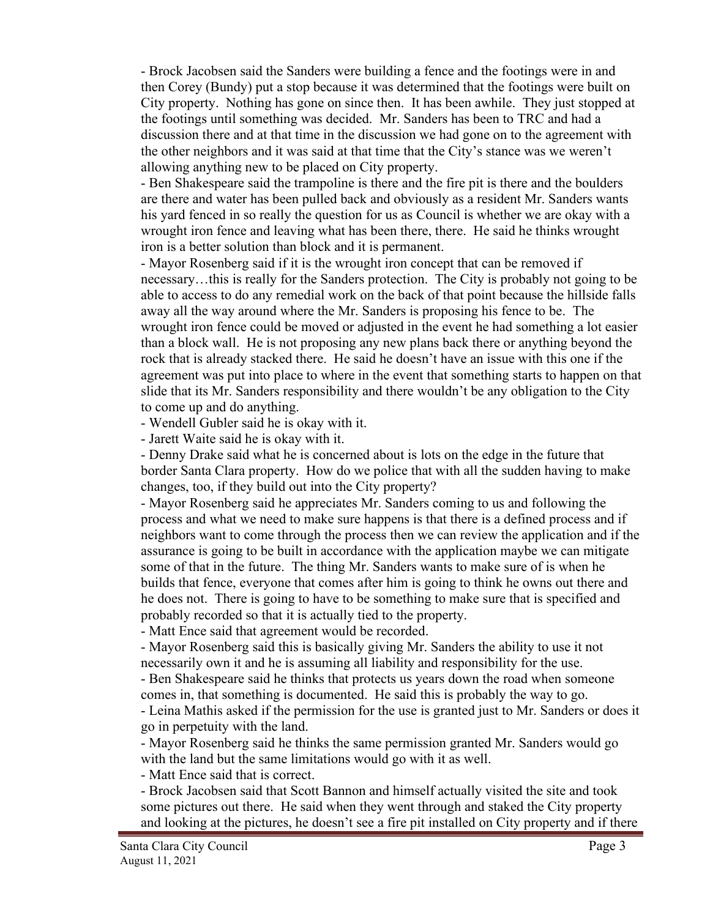- Brock Jacobsen said the Sanders were building a fence and the footings were in and then Corey (Bundy) put a stop because it was determined that the footings were built on City property. Nothing has gone on since then. It has been awhile. They just stopped at the footings until something was decided. Mr. Sanders has been to TRC and had a discussion there and at that time in the discussion we had gone on to the agreement with the other neighbors and it was said at that time that the City's stance was we weren't allowing anything new to be placed on City property.
- Ben Shakespeare said the trampoline is there and the fire pit is there and the boulders are there and water has been pulled back and obviously as a resident Mr. Sanders wants his yard fenced in so really the question for us as Council is whether we are okay with a wrought iron fence and leaving what has been there, there. He said he thinks wrought iron is a better solution than block and it is permanent.
- Mayor Rosenberg said if it is the wrought iron concept that can be removed if necessary…this is really for the Sanders protection. The City is probably not going to be able to access to do any remedial work on the back of that point because the hillside falls away all the way around where the Mr. Sanders is proposing his fence to be. The wrought iron fence could be moved or adjusted in the event he had something a lot easier than a block wall. He is not proposing any new plans back there or anything beyond the rock that is already stacked there. He said he doesn't have an issue with this one if the agreement was put into place to where in the event that something starts to happen on that slide that its Mr. Sanders responsibility and there wouldn't be any obligation to the City to come up and do anything.
- Wendell Gubler said he is okay with it.
- Jarett Waite said he is okay with it.
- Denny Drake said what he is concerned about is lots on the edge in the future that border Santa Clara property. How do we police that with all the sudden having to make changes, too, if they build out into the City property?
- Mayor Rosenberg said he appreciates Mr. Sanders coming to us and following the process and what we need to make sure happens is that there is a defined process and if neighbors want to come through the process then we can review the application and if the assurance is going to be built in accordance with the application maybe we can mitigate some of that in the future. The thing Mr. Sanders wants to make sure of is when he builds that fence, everyone that comes after him is going to think he owns out there and he does not. There is going to have to be something to make sure that is specified and probably recorded so that it is actually tied to the property.
- Matt Ence said that agreement would be recorded.
- Mayor Rosenberg said this is basically giving Mr. Sanders the ability to use it not necessarily own it and he is assuming all liability and responsibility for the use.
- Ben Shakespeare said he thinks that protects us years down the road when someone comes in, that something is documented. He said this is probably the way to go.
- Leina Mathis asked if the permission for the use is granted just to Mr. Sanders or does it go in perpetuity with the land.
- Mayor Rosenberg said he thinks the same permission granted Mr. Sanders would go with the land but the same limitations would go with it as well.
- Matt Ence said that is correct.
- Brock Jacobsen said that Scott Bannon and himself actually visited the site and took some pictures out there. He said when they went through and staked the City property and looking at the pictures, he doesn't see a fire pit installed on City property and if there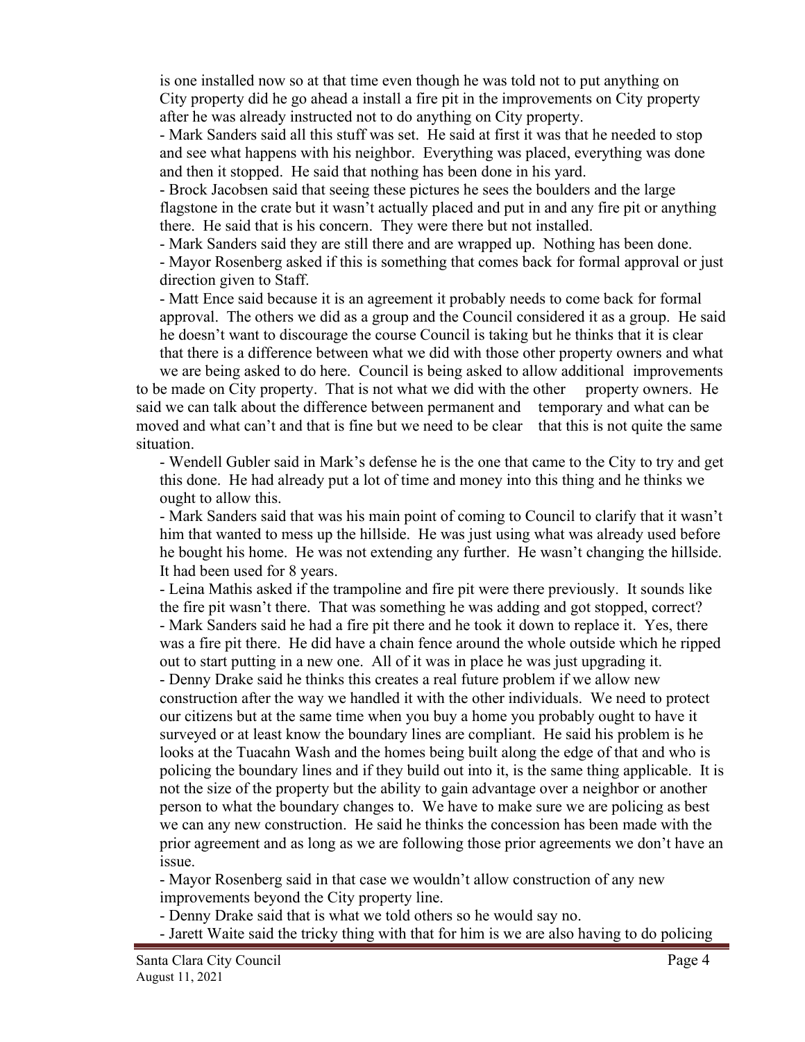is one installed now so at that time even though he was told not to put anything on City property did he go ahead a install a fire pit in the improvements on City property after he was already instructed not to do anything on City property.

- Mark Sanders said all this stuff was set. He said at first it was that he needed to stop and see what happens with his neighbor. Everything was placed, everything was done and then it stopped. He said that nothing has been done in his yard.
- Brock Jacobsen said that seeing these pictures he sees the boulders and the large flagstone in the crate but it wasn't actually placed and put in and any fire pit or anything there. He said that is his concern. They were there but not installed.
- Mark Sanders said they are still there and are wrapped up. Nothing has been done.
- Mayor Rosenberg asked if this is something that comes back for formal approval or just direction given to Staff.
- Matt Ence said because it is an agreement it probably needs to come back for formal approval. The others we did as a group and the Council considered it as a group. He said he doesn't want to discourage the course Council is taking but he thinks that it is clear that there is a difference between what we did with those other property owners and what we are being asked to do here. Council is being asked to allow additional improvements to be made on City property. That is not what we did with the other property owners. He said we can talk about the difference between permanent and temporary and what can be moved and what can't and that is fine but we need to be clear that this is not quite the same situation.
- Wendell Gubler said in Mark's defense he is the one that came to the City to try and get this done. He had already put a lot of time and money into this thing and he thinks we ought to allow this.
- Mark Sanders said that was his main point of coming to Council to clarify that it wasn't him that wanted to mess up the hillside. He was just using what was already used before he bought his home. He was not extending any further. He wasn't changing the hillside. It had been used for 8 years.
- Leina Mathis asked if the trampoline and fire pit were there previously. It sounds like the fire pit wasn't there. That was something he was adding and got stopped, correct?
- Mark Sanders said he had a fire pit there and he took it down to replace it. Yes, there was a fire pit there. He did have a chain fence around the whole outside which he ripped out to start putting in a new one. All of it was in place he was just upgrading it.
- Denny Drake said he thinks this creates a real future problem if we allow new construction after the way we handled it with the other individuals. We need to protect our citizens but at the same time when you buy a home you probably ought to have it surveyed or at least know the boundary lines are compliant. He said his problem is he looks at the Tuacahn Wash and the homes being built along the edge of that and who is policing the boundary lines and if they build out into it, is the same thing applicable. It is not the size of the property but the ability to gain advantage over a neighbor or another person to what the boundary changes to. We have to make sure we are policing as best we can any new construction. He said he thinks the concession has been made with the prior agreement and as long as we are following those prior agreements we don't have an issue.
- Mayor Rosenberg said in that case we wouldn't allow construction of any new improvements beyond the City property line.
- Denny Drake said that is what we told others so he would say no.
- Jarett Waite said the tricky thing with that for him is we are also having to do policing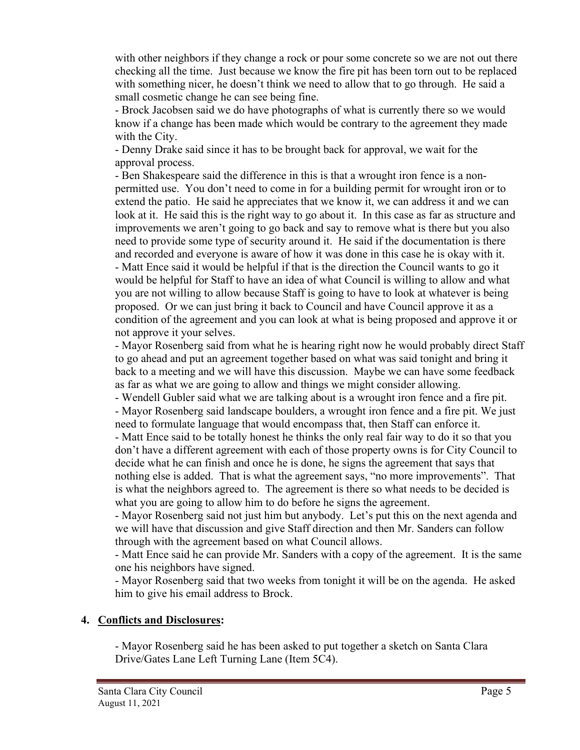with other neighbors if they change a rock or pour some concrete so we are not out there checking all the time. Just because we know the fire pit has been torn out to be replaced with something nicer, he doesn't think we need to allow that to go through. He said a small cosmetic change he can see being fine.

- Brock Jacobsen said we do have photographs of what is currently there so we would know if a change has been made which would be contrary to the agreement they made with the City.
- Denny Drake said since it has to be brought back for approval, we wait for the approval process.
- Ben Shakespeare said the difference in this is that a wrought iron fence is a non-permitted use. You don't need to come in for a building permit for wrought iron or to extend the patio. He said he appreciates that we know it, we can address it and we can look at it. He said this is the right way to go about it. In this case as far as structure and improvements we aren't going to go back and say to remove what is there but you also need to provide some type of security around it. He said if the documentation is there and recorded and everyone is aware of how it was done in this case he is okay with it.
- Matt Ence said it would be helpful if that is the direction the Council wants to go it would be helpful for Staff to have an idea of what Council is willing to allow and what you are not willing to allow because Staff is going to have to look at whatever is being proposed. Or we can just bring it back to Council and have Council approve it as a condition of the agreement and you can look at what is being proposed and approve it or not approve it your selves.
- Mayor Rosenberg said from what he is hearing right now he would probably direct Staff to go ahead and put an agreement together based on what was said tonight and bring it back to a meeting and we will have this discussion. Maybe we can have some feedback as far as what we are going to allow and things we might consider allowing.
- Wendell Gubler said what we are talking about is a wrought iron fence and a fire pit.
- Mayor Rosenberg said landscape boulders, a wrought iron fence and a fire pit. We just need to formulate language that would encompass that, then Staff can enforce it.
- Matt Ence said to be totally honest he thinks the only real fair way to do it so that you don't have a different agreement with each of those property owns is for City Council to decide what he can finish and once he is done, he signs the agreement that says that nothing else is added. That is what the agreement says, "no more improvements". That is what the neighbors agreed to. The agreement is there so what needs to be decided is what you are going to allow him to do before he signs the agreement.
- Mayor Rosenberg said not just him but anybody. Let's put this on the next agenda and we will have that discussion and give Staff direction and then Mr. Sanders can follow through with the agreement based on what Council allows.
- Matt Ence said he can provide Mr. Sanders with a copy of the agreement. It is the same one his neighbors have signed.
- Mayor Rosenberg said that two weeks from tonight it will be on the agenda. He asked him to give his email address to Brock.

**4. Conflicts and Disclosures:**

- Mayor Rosenberg said he has been asked to put together a sketch on Santa Clara Drive/Gates Lane Left Turning Lane (Item 5C4).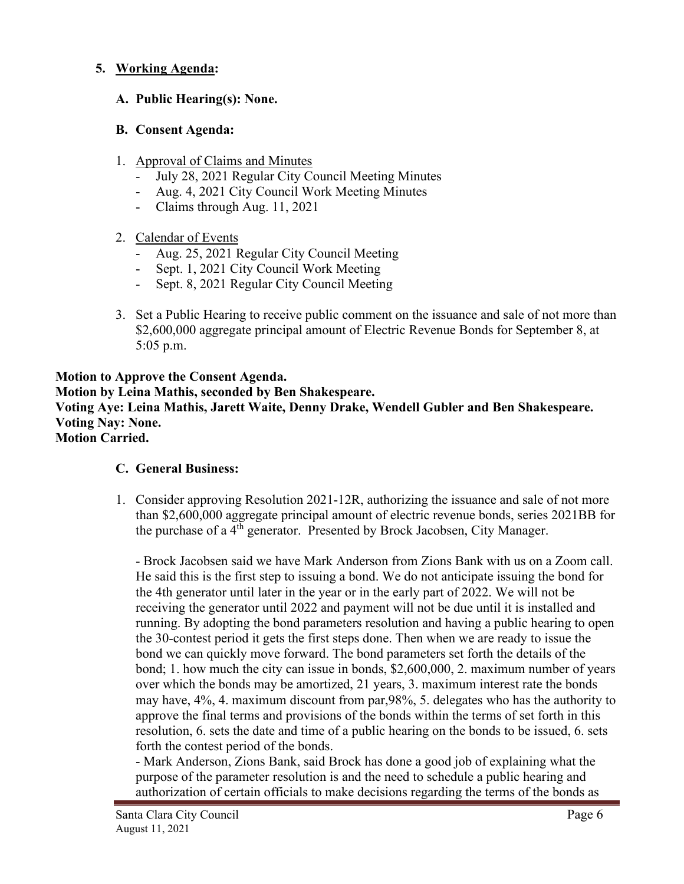5. **Working Agenda:**

   **A. Public Hearing(s): None.**

   **B. Consent Agenda:**

1. Approval of Claims and Minutes
   - July 28, 2021 Regular City Council Meeting Minutes
   - Aug. 4, 2021 City Council Work Meeting Minutes
   - Claims through Aug. 11, 2021

2. Calendar of Events
   - Aug. 25, 2021 Regular City Council Meeting
   - Sept. 1, 2021 City Council Work Meeting
   - Sept. 8, 2021 Regular City Council Meeting

3. Set a Public Hearing to receive public comment on the issuance and sale of not more than \$2,600,000 aggregate principal amount of Electric Revenue Bonds for September 8, at 5:05 p.m.

**Motion to Approve the Consent Agenda.**
**Motion by Leina Mathis, seconded by Ben Shakespeare.**
**Voting Aye: Leina Mathis, Jarett Waite, Denny Drake, Wendell Gubler and Ben Shakespeare.**
**Voting Nay: None.**
**Motion Carried.**

**C. General Business:**

1. Consider approving Resolution 2021-12R, authorizing the issuance and sale of not more than \$2,600,000 aggregate principal amount of electric revenue bonds, series 2021BB for the purchase of a 4th generator. Presented by Brock Jacobsen, City Manager.

   - Brock Jacobsen said we have Mark Anderson from Zions Bank with us on a Zoom call. He said this is the first step to issuing a bond. We do not anticipate issuing the bond for the 4th generator until later in the year or in the early part of 2022. We will not be receiving the generator until 2022 and payment will not be due until it is installed and running. By adopting the bond parameters resolution and having a public hearing to open the 30-contest period it gets the first steps done. Then when we are ready to issue the bond we can quickly move forward. The bond parameters set forth the details of the bond; 1. how much the city can issue in bonds, \$2,600,000, 2. maximum number of years over which the bonds may be amortized, 21 years, 3. maximum interest rate the bonds may have, 4%, 4. maximum discount from par,98%, 5. delegates who has the authority to approve the final terms and provisions of the bonds within the terms of set forth in this resolution, 6. sets the date and time of a public hearing on the bonds to be issued, 6. sets forth the contest period of the bonds.
   - Mark Anderson, Zions Bank, said Brock has done a good job of explaining what the purpose of the parameter resolution is and the need to schedule a public hearing and authorization of certain officials to make decisions regarding the terms of the bonds as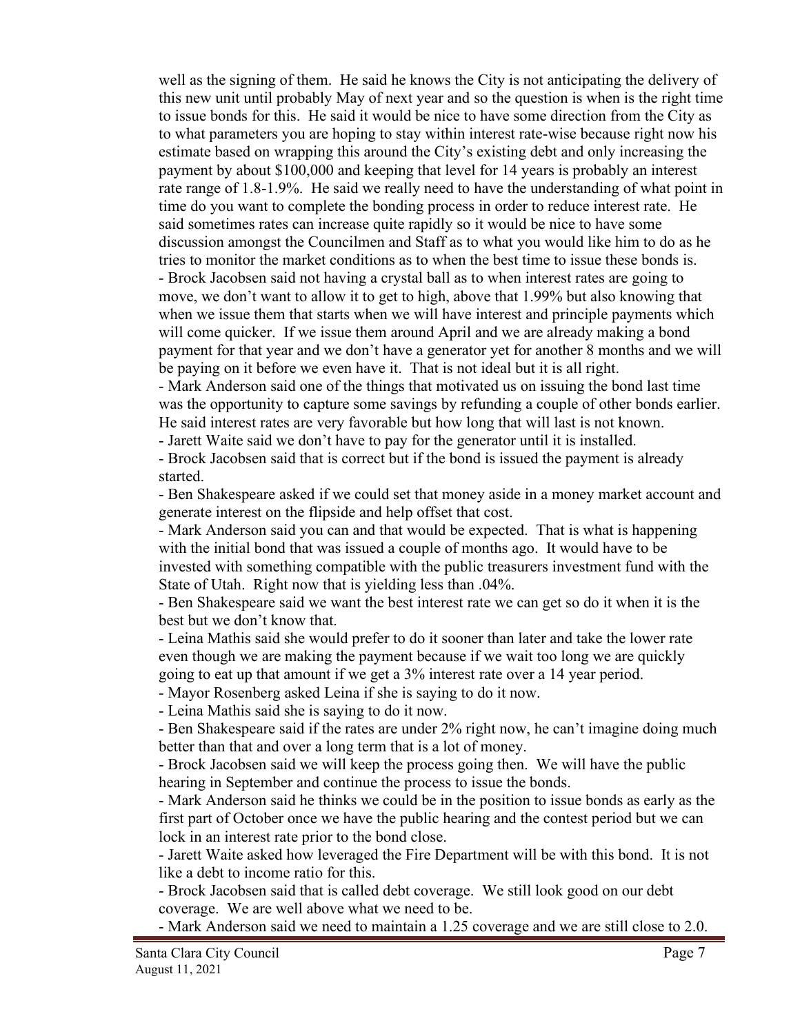well as the signing of them. He said he knows the City is not anticipating the delivery of this new unit until probably May of next year and so the question is when is the right time to issue bonds for this. He said it would be nice to have some direction from the City as to what parameters you are hoping to stay within interest rate-wise because right now his estimate based on wrapping this around the City's existing debt and only increasing the payment by about $100,000 and keeping that level for 14 years is probably an interest rate range of 1.8-1.9%. He said we really need to have the understanding of what point in time do you want to complete the bonding process in order to reduce interest rate. He said sometimes rates can increase quite rapidly so it would be nice to have some discussion amongst the Councilmen and Staff as to what you would like him to do as he tries to monitor the market conditions as to when the best time to issue these bonds is.

- Brock Jacobsen said not having a crystal ball as to when interest rates are going to move, we don't want to allow it to get to high, above that 1.99% but also knowing that when we issue them that starts when we will have interest and principle payments which will come quicker. If we issue them around April and we are already making a bond payment for that year and we don't have a generator yet for another 8 months and we will be paying on it before we even have it. That is not ideal but it is all right.
- Mark Anderson said one of the things that motivated us on issuing the bond last time was the opportunity to capture some savings by refunding a couple of other bonds earlier. He said interest rates are very favorable but how long that will last is not known.
- Jarett Waite said we don't have to pay for the generator until it is installed.
- Brock Jacobsen said that is correct but if the bond is issued the payment is already started.
- Ben Shakespeare asked if we could set that money aside in a money market account and generate interest on the flipside and help offset that cost.
- Mark Anderson said you can and that would be expected. That is what is happening with the initial bond that was issued a couple of months ago. It would have to be invested with something compatible with the public treasurers investment fund with the State of Utah. Right now that is yielding less than .04%.
- Ben Shakespeare said we want the best interest rate we can get so do it when it is the best but we don't know that.
- Leina Mathis said she would prefer to do it sooner than later and take the lower rate even though we are making the payment because if we wait too long we are quickly going to eat up that amount if we get a 3% interest rate over a 14 year period.
- Mayor Rosenberg asked Leina if she is saying to do it now.
- Leina Mathis said she is saying to do it now.
- Ben Shakespeare said if the rates are under 2% right now, he can't imagine doing much better than that and over a long term that is a lot of money.
- Brock Jacobsen said we will keep the process going then. We will have the public hearing in September and continue the process to issue the bonds.
- Mark Anderson said he thinks we could be in the position to issue bonds as early as the first part of October once we have the public hearing and the contest period but we can lock in an interest rate prior to the bond close.
- Jarett Waite asked how leveraged the Fire Department will be with this bond. It is not like a debt to income ratio for this.
- Brock Jacobsen said that is called debt coverage. We still look good on our debt coverage. We are well above what we need to be.
- Mark Anderson said we need to maintain a 1.25 coverage and we are still close to 2.0.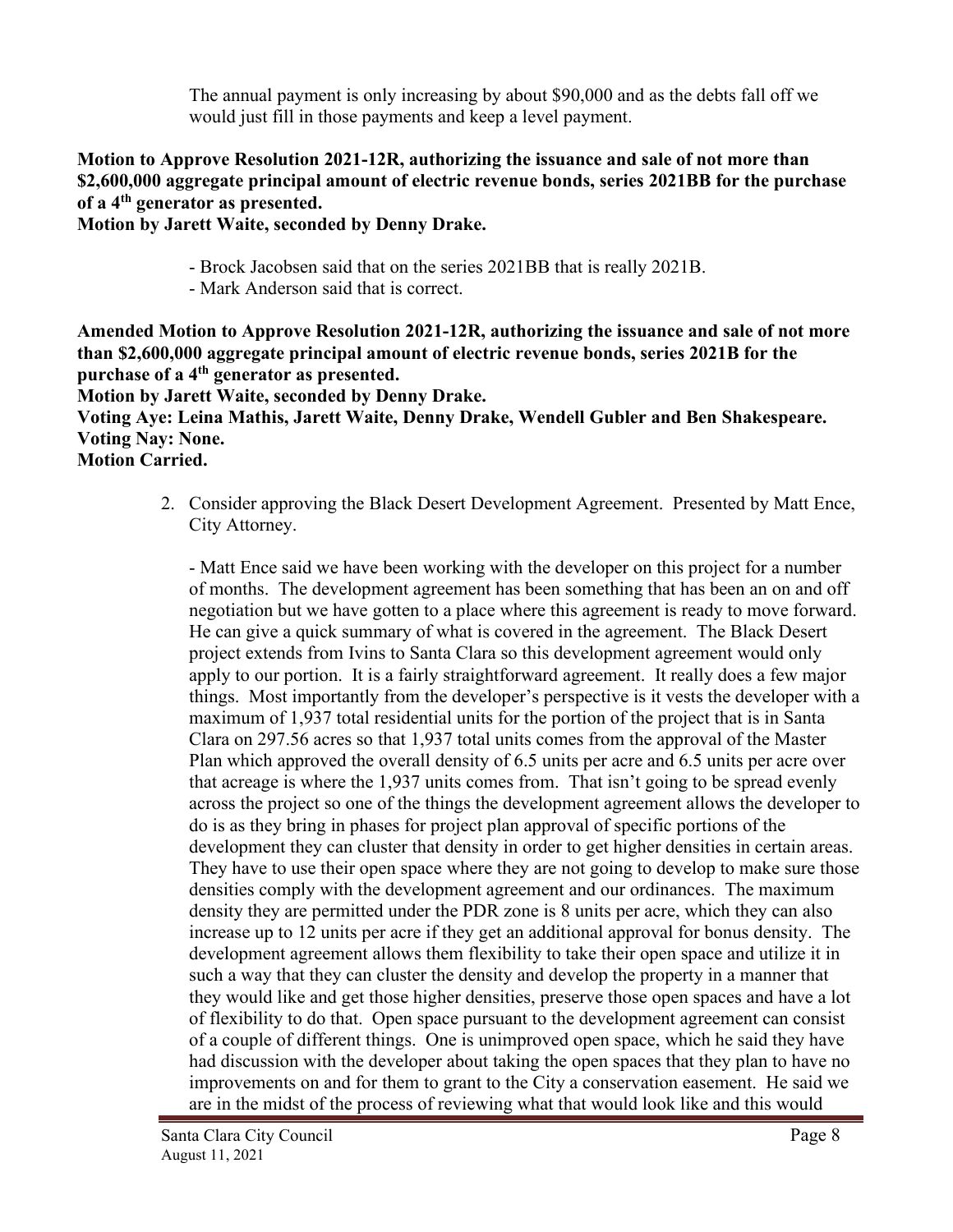The annual payment is only increasing by about $90,000 and as the debts fall off we would just fill in those payments and keep a level payment.

**Motion to Approve Resolution 2021-12R, authorizing the issuance and sale of not more than $2,600,000 aggregate principal amount of electric revenue bonds, series 2021BB for the purchase of a 4th generator as presented.**
**Motion by Jarett Waite, seconded by Denny Drake.**

- Brock Jacobsen said that on the series 2021BB that is really 2021B.
- Mark Anderson said that is correct.

**Amended Motion to Approve Resolution 2021-12R, authorizing the issuance and sale of not more than $2,600,000 aggregate principal amount of electric revenue bonds, series 2021B for the purchase of a 4th generator as presented.**
**Motion by Jarett Waite, seconded by Denny Drake.**
**Voting Aye: Leina Mathis, Jarett Waite, Denny Drake, Wendell Gubler and Ben Shakespeare.**
**Voting Nay: None.**
**Motion Carried.**

2. Consider approving the Black Desert Development Agreement. Presented by Matt Ence, City Attorney.

   - Matt Ence said we have been working with the developer on this project for a number of months. The development agreement has been something that has been an on and off negotiation but we have gotten to a place where this agreement is ready to move forward. He can give a quick summary of what is covered in the agreement. The Black Desert project extends from Ivins to Santa Clara so this development agreement would only apply to our portion. It is a fairly straightforward agreement. It really does a few major things. Most importantly from the developer's perspective is it vests the developer with a maximum of 1,937 total residential units for the portion of the project that is in Santa Clara on 297.56 acres so that 1,937 total units comes from the approval of the Master Plan which approved the overall density of 6.5 units per acre and 6.5 units per acre over that acreage is where the 1,937 units comes from. That isn't going to be spread evenly across the project so one of the things the development agreement allows the developer to do is as they bring in phases for project plan approval of specific portions of the development they can cluster that density in order to get higher densities in certain areas. They have to use their open space where they are not going to develop to make sure those densities comply with the development agreement and our ordinances. The maximum density they are permitted under the PDR zone is 8 units per acre, which they can also increase up to 12 units per acre if they get an additional approval for bonus density. The development agreement allows them flexibility to take their open space and utilize it in such a way that they can cluster the density and develop the property in a manner that they would like and get those higher densities, preserve those open spaces and have a lot of flexibility to do that. Open space pursuant to the development agreement can consist of a couple of different things. One is unimproved open space, which he said they have had discussion with the developer about taking the open spaces that they plan to have no improvements on and for them to grant to the City a conservation easement. He said we are in the midst of the process of reviewing what that would look like and this would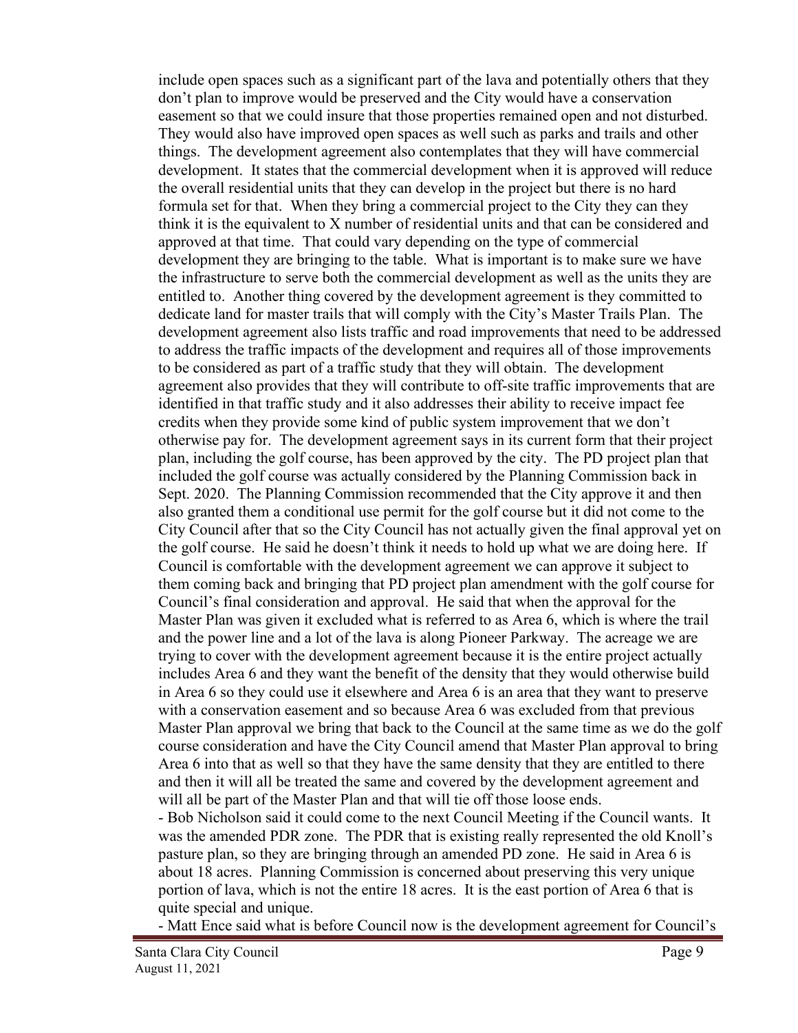include open spaces such as a significant part of the lava and potentially others that they don't plan to improve would be preserved and the City would have a conservation easement so that we could insure that those properties remained open and not disturbed. They would also have improved open spaces as well such as parks and trails and other things. The development agreement also contemplates that they will have commercial development. It states that the commercial development when it is approved will reduce the overall residential units that they can develop in the project but there is no hard formula set for that. When they bring a commercial project to the City they can they think it is the equivalent to X number of residential units and that can be considered and approved at that time. That could vary depending on the type of commercial development they are bringing to the table. What is important is to make sure we have the infrastructure to serve both the commercial development as well as the units they are entitled to. Another thing covered by the development agreement is they committed to dedicate land for master trails that will comply with the City's Master Trails Plan. The development agreement also lists traffic and road improvements that need to be addressed to address the traffic impacts of the development and requires all of those improvements to be considered as part of a traffic study that they will obtain. The development agreement also provides that they will contribute to off-site traffic improvements that are identified in that traffic study and it also addresses their ability to receive impact fee credits when they provide some kind of public system improvement that we don't otherwise pay for. The development agreement says in its current form that their project plan, including the golf course, has been approved by the city. The PD project plan that included the golf course was actually considered by the Planning Commission back in Sept. 2020. The Planning Commission recommended that the City approve it and then also granted them a conditional use permit for the golf course but it did not come to the City Council after that so the City Council has not actually given the final approval yet on the golf course. He said he doesn't think it needs to hold up what we are doing here. If Council is comfortable with the development agreement we can approve it subject to them coming back and bringing that PD project plan amendment with the golf course for Council's final consideration and approval. He said that when the approval for the Master Plan was given it excluded what is referred to as Area 6, which is where the trail and the power line and a lot of the lava is along Pioneer Parkway. The acreage we are trying to cover with the development agreement because it is the entire project actually includes Area 6 and they want the benefit of the density that they would otherwise build in Area 6 so they could use it elsewhere and Area 6 is an area that they want to preserve with a conservation easement and so because Area 6 was excluded from that previous Master Plan approval we bring that back to the Council at the same time as we do the golf course consideration and have the City Council amend that Master Plan approval to bring Area 6 into that as well so that they have the same density that they are entitled to there and then it will all be treated the same and covered by the development agreement and will all be part of the Master Plan and that will tie off those loose ends.

- Bob Nicholson said it could come to the next Council Meeting if the Council wants. It was the amended PDR zone. The PDR that is existing really represented the old Knoll's pasture plan, so they are bringing through an amended PD zone. He said in Area 6 is about 18 acres. Planning Commission is concerned about preserving this very unique portion of lava, which is not the entire 18 acres. It is the east portion of Area 6 that is quite special and unique.
- Matt Ence said what is before Council now is the development agreement for Council's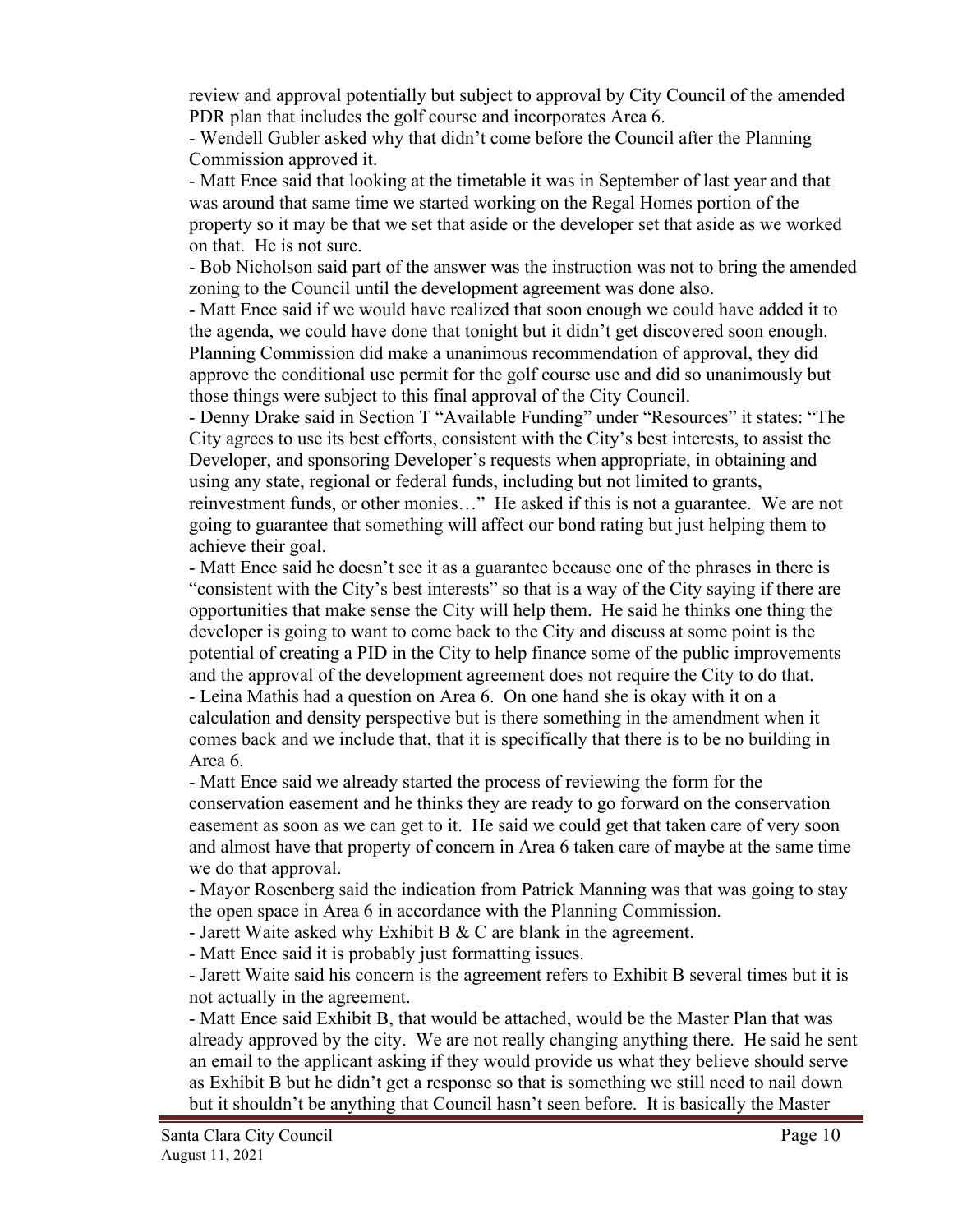review and approval potentially but subject to approval by City Council of the amended PDR plan that includes the golf course and incorporates Area 6.

- Wendell Gubler asked why that didn't come before the Council after the Planning Commission approved it.
- Matt Ence said that looking at the timetable it was in September of last year and that was around that same time we started working on the Regal Homes portion of the property so it may be that we set that aside or the developer set that aside as we worked on that. He is not sure.
- Bob Nicholson said part of the answer was the instruction was not to bring the amended zoning to the Council until the development agreement was done also.
- Matt Ence said if we would have realized that soon enough we could have added it to the agenda, we could have done that tonight but it didn't get discovered soon enough. Planning Commission did make a unanimous recommendation of approval, they did approve the conditional use permit for the golf course use and did so unanimously but those things were subject to this final approval of the City Council.
- Denny Drake said in Section T "Available Funding" under "Resources" it states: "The City agrees to use its best efforts, consistent with the City's best interests, to assist the Developer, and sponsoring Developer's requests when appropriate, in obtaining and using any state, regional or federal funds, including but not limited to grants, reinvestment funds, or other monies…" He asked if this is not a guarantee. We are not going to guarantee that something will affect our bond rating but just helping them to achieve their goal.
- Matt Ence said he doesn't see it as a guarantee because one of the phrases in there is "consistent with the City's best interests" so that is a way of the City saying if there are opportunities that make sense the City will help them. He said he thinks one thing the developer is going to want to come back to the City and discuss at some point is the potential of creating a PID in the City to help finance some of the public improvements and the approval of the development agreement does not require the City to do that.
- Leina Mathis had a question on Area 6. On one hand she is okay with it on a calculation and density perspective but is there something in the amendment when it comes back and we include that, that it is specifically that there is to be no building in Area 6.
- Matt Ence said we already started the process of reviewing the form for the conservation easement and he thinks they are ready to go forward on the conservation easement as soon as we can get to it. He said we could get that taken care of very soon and almost have that property of concern in Area 6 taken care of maybe at the same time we do that approval.
- Mayor Rosenberg said the indication from Patrick Manning was that was going to stay the open space in Area 6 in accordance with the Planning Commission.
- Jarett Waite asked why Exhibit B & C are blank in the agreement.
- Matt Ence said it is probably just formatting issues.
- Jarett Waite said his concern is the agreement refers to Exhibit B several times but it is not actually in the agreement.
- Matt Ence said Exhibit B, that would be attached, would be the Master Plan that was already approved by the city. We are not really changing anything there. He said he sent an email to the applicant asking if they would provide us what they believe should serve as Exhibit B but he didn't get a response so that is something we still need to nail down but it shouldn't be anything that Council hasn't seen before. It is basically the Master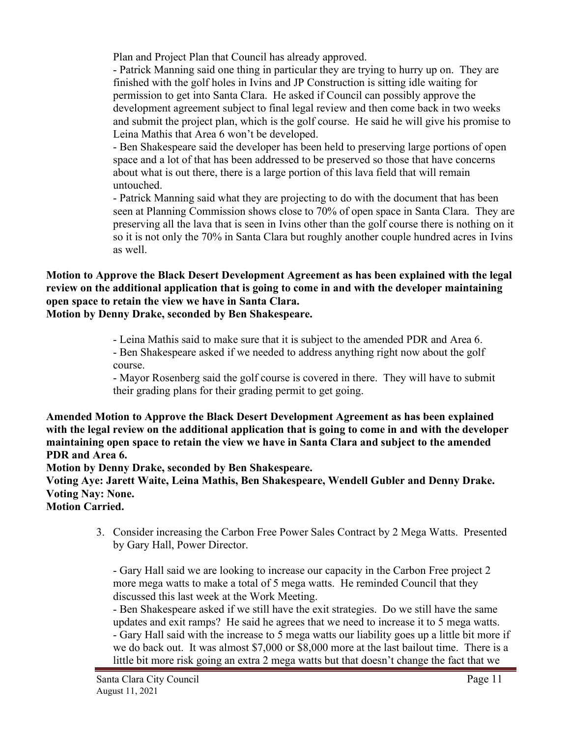Plan and Project Plan that Council has already approved.

- Patrick Manning said one thing in particular they are trying to hurry up on. They are finished with the golf holes in Ivins and JP Construction is sitting idle waiting for permission to get into Santa Clara. He asked if Council can possibly approve the development agreement subject to final legal review and then come back in two weeks and submit the project plan, which is the golf course. He said he will give his promise to Leina Mathis that Area 6 won't be developed.
- Ben Shakespeare said the developer has been held to preserving large portions of open space and a lot of that has been addressed to be preserved so those that have concerns about what is out there, there is a large portion of this lava field that will remain untouched.
- Patrick Manning said what they are projecting to do with the document that has been seen at Planning Commission shows close to 70% of open space in Santa Clara. They are preserving all the lava that is seen in Ivins other than the golf course there is nothing on it so it is not only the 70% in Santa Clara but roughly another couple hundred acres in Ivins as well.

**Motion to Approve the Black Desert Development Agreement as has been explained with the legal review on the additional application that is going to come in and with the developer maintaining open space to retain the view we have in Santa Clara.**
**Motion by Denny Drake, seconded by Ben Shakespeare.**

- Leina Mathis said to make sure that it is subject to the amended PDR and Area 6.
- Ben Shakespeare asked if we needed to address anything right now about the golf course.
- Mayor Rosenberg said the golf course is covered in there. They will have to submit their grading plans for their grading permit to get going.

**Amended Motion to Approve the Black Desert Development Agreement as has been explained with the legal review on the additional application that is going to come in and with the developer maintaining open space to retain the view we have in Santa Clara and subject to the amended PDR and Area 6.**
**Motion by Denny Drake, seconded by Ben Shakespeare.**
**Voting Aye: Jarett Waite, Leina Mathis, Ben Shakespeare, Wendell Gubler and Denny Drake.**
**Voting Nay: None.**
**Motion Carried.**

3. Consider increasing the Carbon Free Power Sales Contract by 2 Mega Watts. Presented by Gary Hall, Power Director.

   - Gary Hall said we are looking to increase our capacity in the Carbon Free project 2 more mega watts to make a total of 5 mega watts. He reminded Council that they discussed this last week at the Work Meeting.
   - Ben Shakespeare asked if we still have the exit strategies. Do we still have the same updates and exit ramps? He said he agrees that we need to increase it to 5 mega watts.
   - Gary Hall said with the increase to 5 mega watts our liability goes up a little bit more if we do back out. It was almost $7,000 or $8,000 more at the last bailout time. There is a little bit more risk going an extra 2 mega watts but that doesn't change the fact that we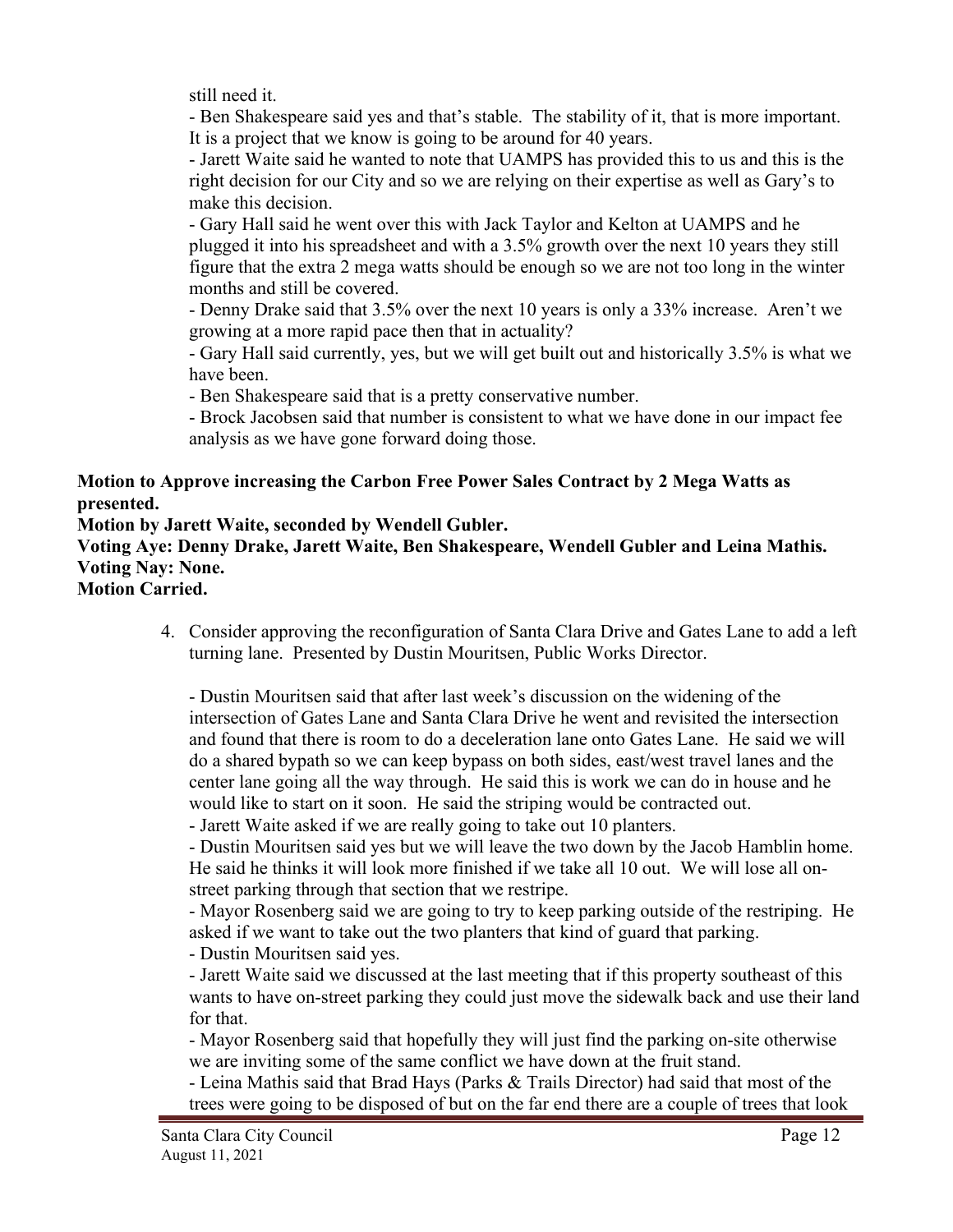still need it.

- Ben Shakespeare said yes and that's stable. The stability of it, that is more important. It is a project that we know is going to be around for 40 years.
- Jarett Waite said he wanted to note that UAMPS has provided this to us and this is the right decision for our City and so we are relying on their expertise as well as Gary's to make this decision.
- Gary Hall said he went over this with Jack Taylor and Kelton at UAMPS and he plugged it into his spreadsheet and with a 3.5% growth over the next 10 years they still figure that the extra 2 mega watts should be enough so we are not too long in the winter months and still be covered.
- Denny Drake said that 3.5% over the next 10 years is only a 33% increase. Aren't we growing at a more rapid pace then that in actuality?
- Gary Hall said currently, yes, but we will get built out and historically 3.5% is what we have been.
- Ben Shakespeare said that is a pretty conservative number.
- Brock Jacobsen said that number is consistent to what we have done in our impact fee analysis as we have gone forward doing those.

**Motion to Approve increasing the Carbon Free Power Sales Contract by 2 Mega Watts as presented.**
**Motion by Jarett Waite, seconded by Wendell Gubler.**
**Voting Aye: Denny Drake, Jarett Waite, Ben Shakespeare, Wendell Gubler and Leina Mathis.**
**Voting Nay: None.**
**Motion Carried.**

4. Consider approving the reconfiguration of Santa Clara Drive and Gates Lane to add a left turning lane. Presented by Dustin Mouritsen, Public Works Director.

   - Dustin Mouritsen said that after last week's discussion on the widening of the intersection of Gates Lane and Santa Clara Drive he went and revisited the intersection and found that there is room to do a deceleration lane onto Gates Lane. He said we will do a shared bypath so we can keep bypass on both sides, east/west travel lanes and the center lane going all the way through. He said this is work we can do in house and he would like to start on it soon. He said the striping would be contracted out.
   - Jarett Waite asked if we are really going to take out 10 planters.
   - Dustin Mouritsen said yes but we will leave the two down by the Jacob Hamblin home. He said he thinks it will look more finished if we take all 10 out. We will lose all on-street parking through that section that we restripe.
   - Mayor Rosenberg said we are going to try to keep parking outside of the restriping. He asked if we want to take out the two planters that kind of guard that parking.
   - Dustin Mouritsen said yes.
   - Jarett Waite said we discussed at the last meeting that if this property southeast of this wants to have on-street parking they could just move the sidewalk back and use their land for that.
   - Mayor Rosenberg said that hopefully they will just find the parking on-site otherwise we are inviting some of the same conflict we have down at the fruit stand.
   - Leina Mathis said that Brad Hays (Parks & Trails Director) had said that most of the trees were going to be disposed of but on the far end there are a couple of trees that look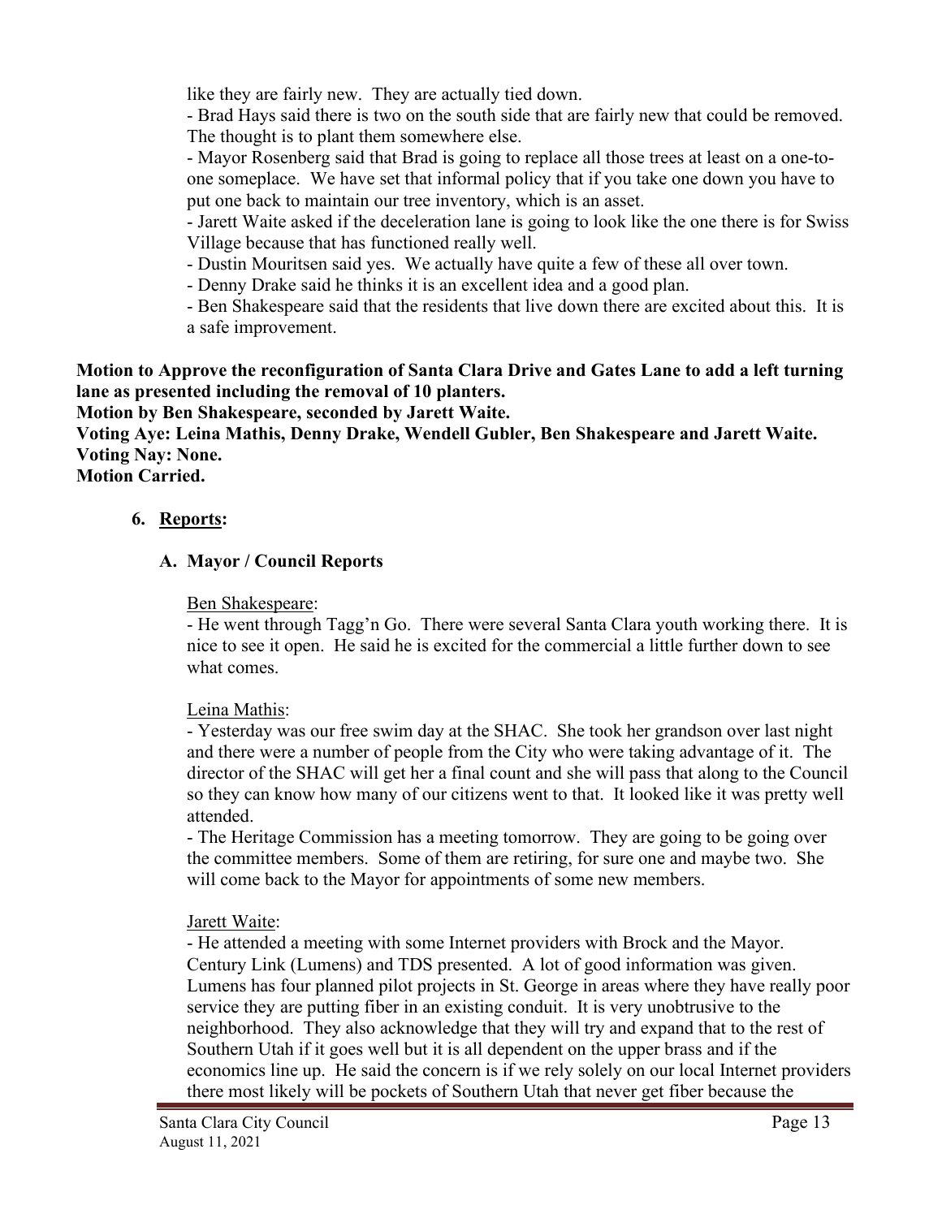like they are fairly new. They are actually tied down.

- Brad Hays said there is two on the south side that are fairly new that could be removed. The thought is to plant them somewhere else.
- Mayor Rosenberg said that Brad is going to replace all those trees at least on a one-to-one someplace. We have set that informal policy that if you take one down you have to put one back to maintain our tree inventory, which is an asset.
- Jarett Waite asked if the deceleration lane is going to look like the one there is for Swiss Village because that has functioned really well.
- Dustin Mouritsen said yes. We actually have quite a few of these all over town.
- Denny Drake said he thinks it is an excellent idea and a good plan.
- Ben Shakespeare said that the residents that live down there are excited about this. It is a safe improvement.

**Motion to Approve the reconfiguration of Santa Clara Drive and Gates Lane to add a left turning lane as presented including the removal of 10 planters.**
**Motion by Ben Shakespeare, seconded by Jarett Waite.**
**Voting Aye: Leina Mathis, Denny Drake, Wendell Gubler, Ben Shakespeare and Jarett Waite.**
**Voting Nay: None.**
**Motion Carried.**

## 6. Reports:

### A. Mayor / Council Reports

Ben Shakespeare:

- He went through Tagg'n Go. There were several Santa Clara youth working there. It is nice to see it open. He said he is excited for the commercial a little further down to see what comes.

Leina Mathis:

- Yesterday was our free swim day at the SHAC. She took her grandson over last night and there were a number of people from the City who were taking advantage of it. The director of the SHAC will get her a final count and she will pass that along to the Council so they can know how many of our citizens went to that. It looked like it was pretty well attended.
- The Heritage Commission has a meeting tomorrow. They are going to be going over the committee members. Some of them are retiring, for sure one and maybe two. She will come back to the Mayor for appointments of some new members.

Jarett Waite:

- He attended a meeting with some Internet providers with Brock and the Mayor. Century Link (Lumens) and TDS presented. A lot of good information was given. Lumens has four planned pilot projects in St. George in areas where they have really poor service they are putting fiber in an existing conduit. It is very unobtrusive to the neighborhood. They also acknowledge that they will try and expand that to the rest of Southern Utah if it goes well but it is all dependent on the upper brass and if the economics line up. He said the concern is if we rely solely on our local Internet providers there most likely will be pockets of Southern Utah that never get fiber because the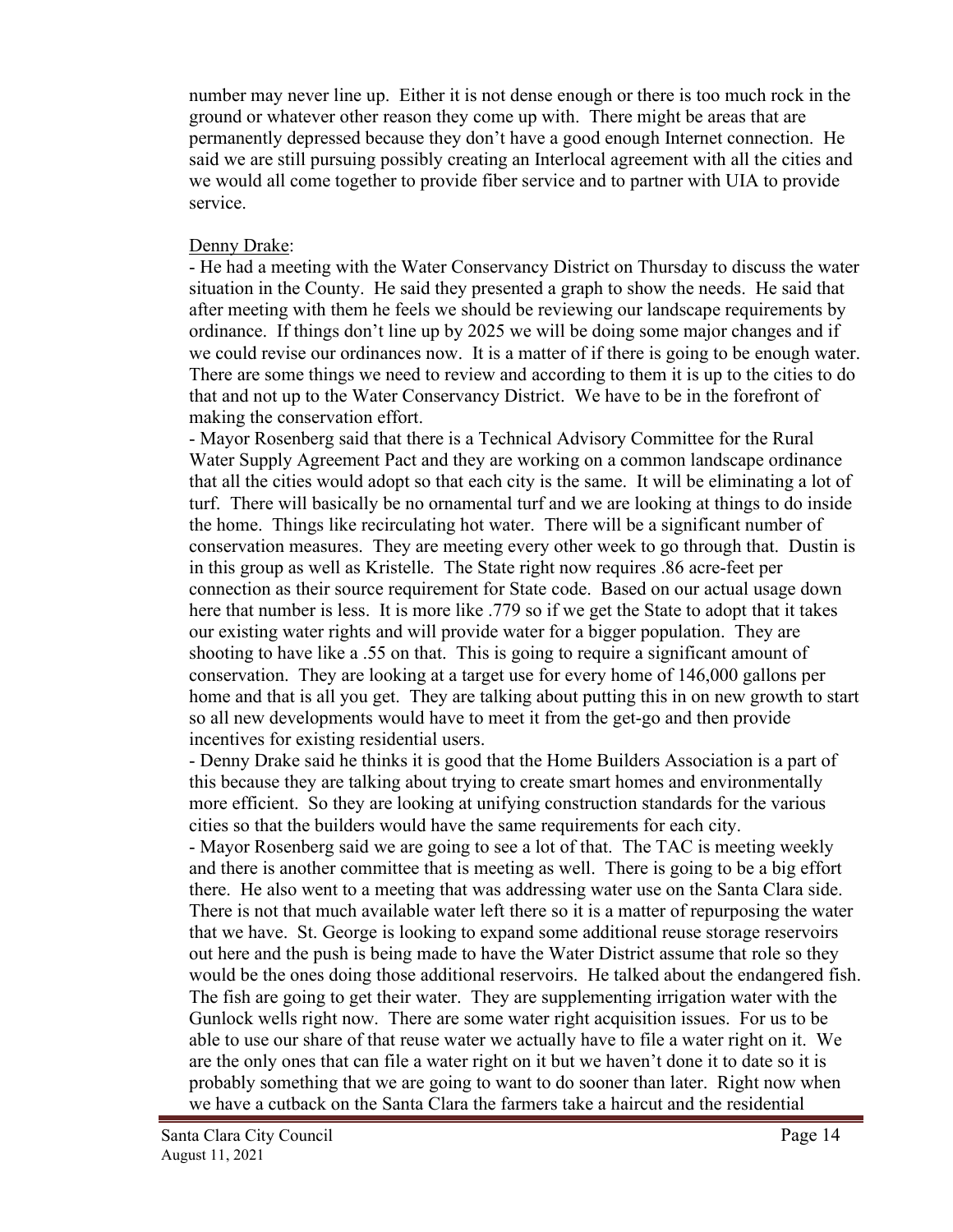number may never line up. Either it is not dense enough or there is too much rock in the ground or whatever other reason they come up with. There might be areas that are permanently depressed because they don't have a good enough Internet connection. He said we are still pursuing possibly creating an Interlocal agreement with all the cities and we would all come together to provide fiber service and to partner with UIA to provide service.

Denny Drake:

- He had a meeting with the Water Conservancy District on Thursday to discuss the water situation in the County. He said they presented a graph to show the needs. He said that after meeting with them he feels we should be reviewing our landscape requirements by ordinance. If things don't line up by 2025 we will be doing some major changes and if we could revise our ordinances now. It is a matter of if there is going to be enough water. There are some things we need to review and according to them it is up to the cities to do that and not up to the Water Conservancy District. We have to be in the forefront of making the conservation effort.
- Mayor Rosenberg said that there is a Technical Advisory Committee for the Rural Water Supply Agreement Pact and they are working on a common landscape ordinance that all the cities would adopt so that each city is the same. It will be eliminating a lot of turf. There will basically be no ornamental turf and we are looking at things to do inside the home. Things like recirculating hot water. There will be a significant number of conservation measures. They are meeting every other week to go through that. Dustin is in this group as well as Kristelle. The State right now requires .86 acre-feet per connection as their source requirement for State code. Based on our actual usage down here that number is less. It is more like .779 so if we get the State to adopt that it takes our existing water rights and will provide water for a bigger population. They are shooting to have like a .55 on that. This is going to require a significant amount of conservation. They are looking at a target use for every home of 146,000 gallons per home and that is all you get. They are talking about putting this in on new growth to start so all new developments would have to meet it from the get-go and then provide incentives for existing residential users.
- Denny Drake said he thinks it is good that the Home Builders Association is a part of this because they are talking about trying to create smart homes and environmentally more efficient. So they are looking at unifying construction standards for the various cities so that the builders would have the same requirements for each city.
- Mayor Rosenberg said we are going to see a lot of that. The TAC is meeting weekly and there is another committee that is meeting as well. There is going to be a big effort there. He also went to a meeting that was addressing water use on the Santa Clara side. There is not that much available water left there so it is a matter of repurposing the water that we have. St. George is looking to expand some additional reuse storage reservoirs out here and the push is being made to have the Water District assume that role so they would be the ones doing those additional reservoirs. He talked about the endangered fish. The fish are going to get their water. They are supplementing irrigation water with the Gunlock wells right now. There are some water right acquisition issues. For us to be able to use our share of that reuse water we actually have to file a water right on it. We are the only ones that can file a water right on it but we haven't done it to date so it is probably something that we are going to want to do sooner than later. Right now when we have a cutback on the Santa Clara the farmers take a haircut and the residential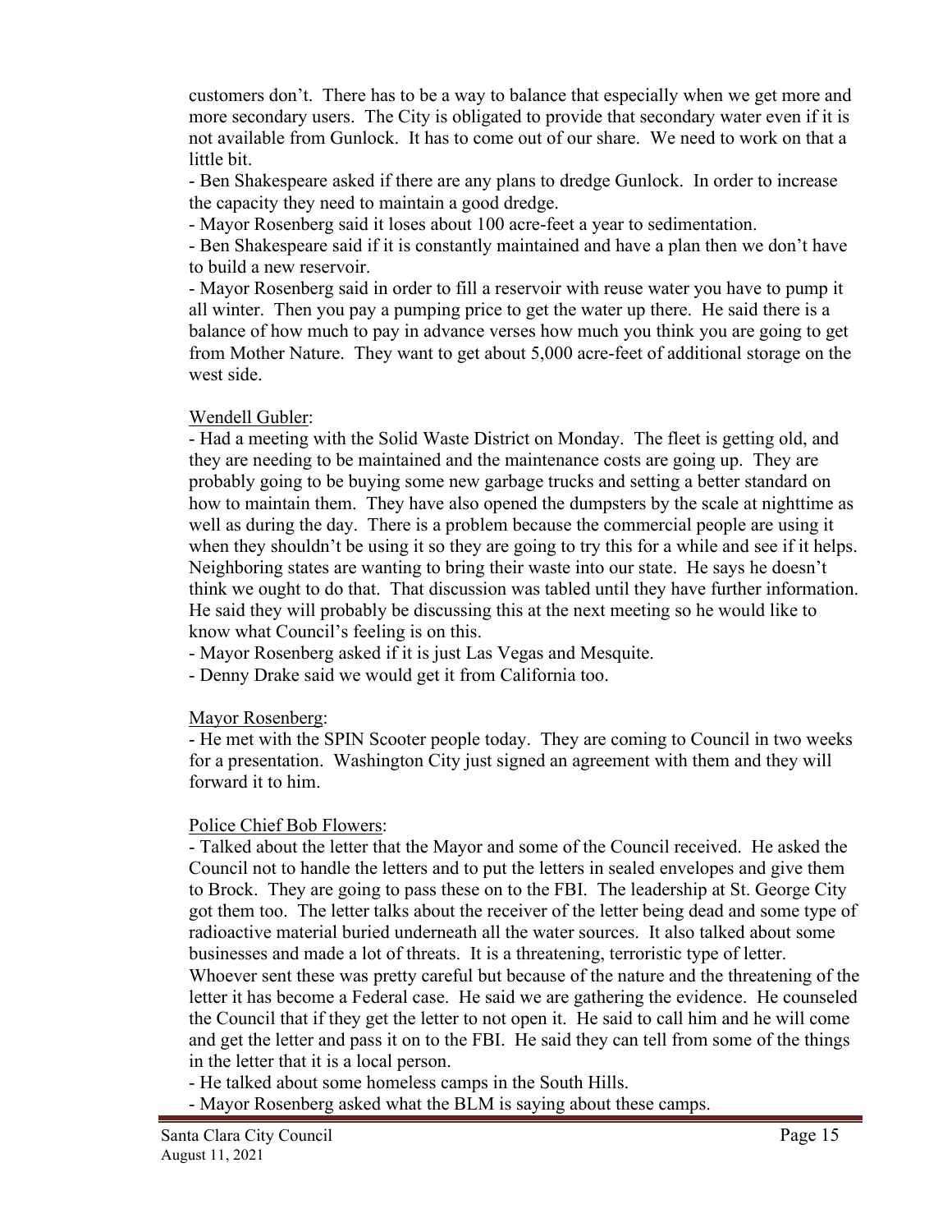customers don't. There has to be a way to balance that especially when we get more and more secondary users. The City is obligated to provide that secondary water even if it is not available from Gunlock. It has to come out of our share. We need to work on that a little bit.

- Ben Shakespeare asked if there are any plans to dredge Gunlock. In order to increase the capacity they need to maintain a good dredge.
- Mayor Rosenberg said it loses about 100 acre-feet a year to sedimentation.
- Ben Shakespeare said if it is constantly maintained and have a plan then we don't have to build a new reservoir.
- Mayor Rosenberg said in order to fill a reservoir with reuse water you have to pump it all winter. Then you pay a pumping price to get the water up there. He said there is a balance of how much to pay in advance verses how much you think you are going to get from Mother Nature. They want to get about 5,000 acre-feet of additional storage on the west side.

Wendell Gubler:

- Had a meeting with the Solid Waste District on Monday. The fleet is getting old, and they are needing to be maintained and the maintenance costs are going up. They are probably going to be buying some new garbage trucks and setting a better standard on how to maintain them. They have also opened the dumpsters by the scale at nighttime as well as during the day. There is a problem because the commercial people are using it when they shouldn't be using it so they are going to try this for a while and see if it helps. Neighboring states are wanting to bring their waste into our state. He says he doesn't think we ought to do that. That discussion was tabled until they have further information. He said they will probably be discussing this at the next meeting so he would like to know what Council's feeling is on this.
- Mayor Rosenberg asked if it is just Las Vegas and Mesquite.
- Denny Drake said we would get it from California too.

Mayor Rosenberg:

- He met with the SPIN Scooter people today. They are coming to Council in two weeks for a presentation. Washington City just signed an agreement with them and they will forward it to him.

Police Chief Bob Flowers:

- Talked about the letter that the Mayor and some of the Council received. He asked the Council not to handle the letters and to put the letters in sealed envelopes and give them to Brock. They are going to pass these on to the FBI. The leadership at St. George City got them too. The letter talks about the receiver of the letter being dead and some type of radioactive material buried underneath all the water sources. It also talked about some businesses and made a lot of threats. It is a threatening, terroristic type of letter. Whoever sent these was pretty careful but because of the nature and the threatening of the letter it has become a Federal case. He said we are gathering the evidence. He counseled the Council that if they get the letter to not open it. He said to call him and he will come and get the letter and pass it on to the FBI. He said they can tell from some of the things in the letter that it is a local person.
- He talked about some homeless camps in the South Hills.
- Mayor Rosenberg asked what the BLM is saying about these camps.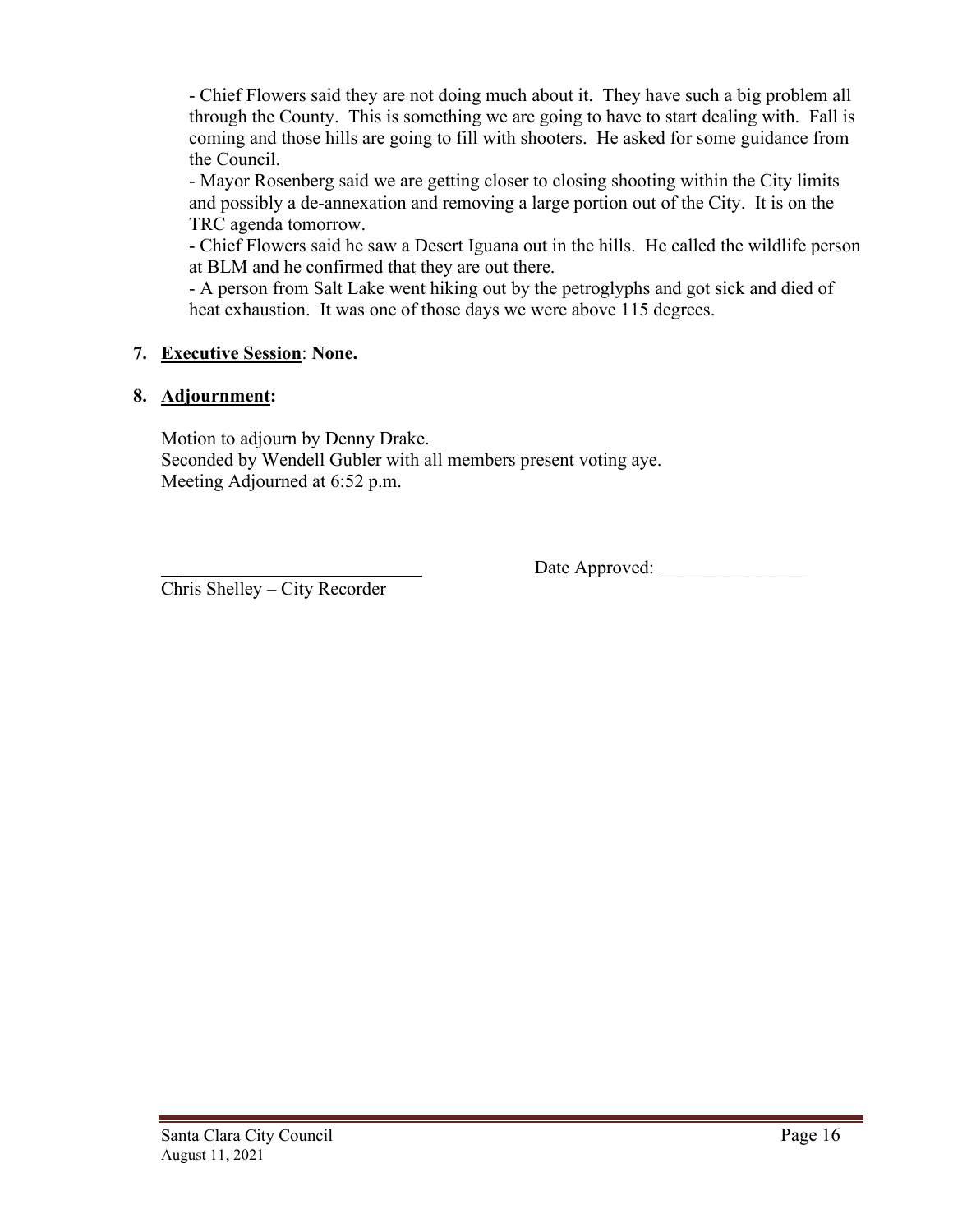- Chief Flowers said they are not doing much about it. They have such a big problem all through the County. This is something we are going to have to start dealing with. Fall is coming and those hills are going to fill with shooters. He asked for some guidance from the Council.
- Mayor Rosenberg said we are getting closer to closing shooting within the City limits and possibly a de-annexation and removing a large portion out of the City. It is on the TRC agenda tomorrow.
- Chief Flowers said he saw a Desert Iguana out in the hills. He called the wildlife person at BLM and he confirmed that they are out there.
- A person from Salt Lake went hiking out by the petroglyphs and got sick and died of heat exhaustion. It was one of those days we were above 115 degrees.

**7. Executive Session: None.**

**8. Adjournment:**

Motion to adjourn by Denny Drake.
Seconded by Wendell Gubler with all members present voting aye.
Meeting Adjourned at 6:52 p.m.

\_\_\_\_\_\_\_\_\_\_\_\_\_\_\_\_\_\_\_\_\_\_\_\_\_\_\_\_ Date Approved: \_\_\_\_\_\_\_\_\_\_\_\_\_\_\_\_
Chris Shelley – City Recorder